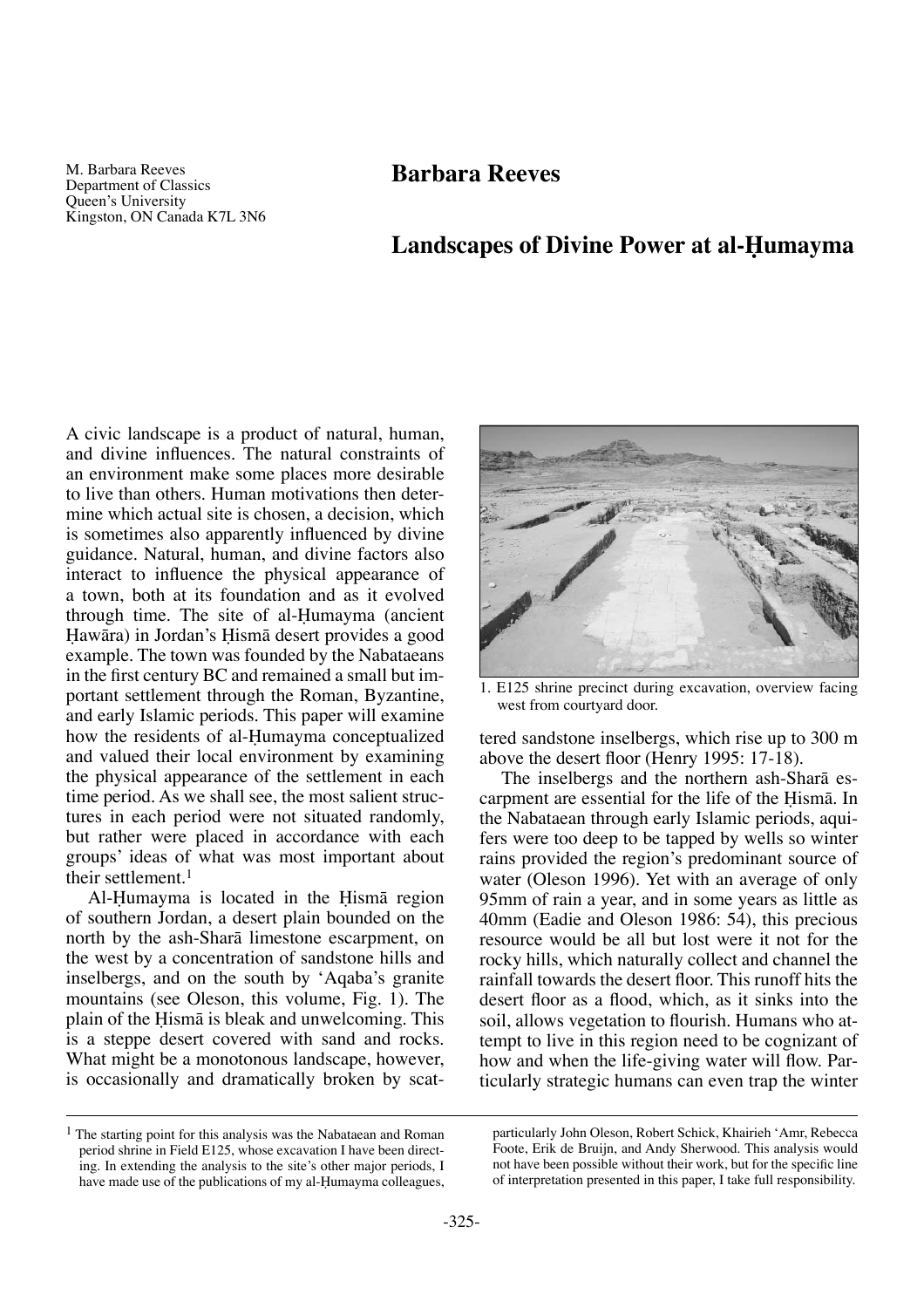M. Barbara Reeves
Department of Classics
Queen's University
Kingston, ON Canada K7L 3N6

# Barbara Reeves

## Landscapes of Divine Power at al-Ḥumayma

A civic landscape is a product of natural, human, and divine influences. The natural constraints of an environment make some places more desirable to live than others. Human motivations then determine which actual site is chosen, a decision, which is sometimes also apparently influenced by divine guidance. Natural, human, and divine factors also interact to influence the physical appearance of a town, both at its foundation and as it evolved through time. The site of al-Ḥumayma (ancient Ḥawāra) in Jordan's Ḥismā desert provides a good example. The town was founded by the Nabataeans in the first century BC and remained a small but important settlement through the Roman, Byzantine, and early Islamic periods. This paper will examine how the residents of al-Ḥumayma conceptualized and valued their local environment by examining the physical appearance of the settlement in each time period. As we shall see, the most salient structures in each period were not situated randomly, but rather were placed in accordance with each groups' ideas of what was most important about their settlement.[1]

Al-Ḥumayma is located in the Ḥismā region of southern Jordan, a desert plain bounded on the north by the ash-Sharā limestone escarpment, on the west by a concentration of sandstone hills and inselbergs, and on the south by 'Aqaba's granite mountains (see Oleson, this volume, Fig. 1). The plain of the Ḥismā is bleak and unwelcoming. This is a steppe desert covered with sand and rocks. What might be a monotonous landscape, however, is occasionally and dramatically broken by scattered sandstone inselbergs, which rise up to 300 m above the desert floor (Henry 1995: 17-18).

1. E125 shrine precinct during excavation, overview facing west from courtyard door.

The inselbergs and the northern ash-Sharā escarpment are essential for the life of the Ḥismā. In the Nabataean through early Islamic periods, aquifers were too deep to be tapped by wells so winter rains provided the region's predominant source of water (Oleson 1996). Yet with an average of only 95mm of rain a year, and in some years as little as 40mm (Eadie and Oleson 1986: 54), this precious resource would be all but lost were it not for the rocky hills, which naturally collect and channel the rainfall towards the desert floor. This runoff hits the desert floor as a flood, which, as it sinks into the soil, allows vegetation to flourish. Humans who attempt to live in this region need to be cognizant of how and when the life-giving water will flow. Particularly strategic humans can even trap the winter

[1] The starting point for this analysis was the Nabataean and Roman period shrine in Field E125, whose excavation I have been directing. In extending the analysis to the site's other major periods, I have made use of the publications of my al-Ḥumayma colleagues, particularly John Oleson, Robert Schick, Khairieh 'Amr, Rebecca Foote, Erik de Bruijn, and Andy Sherwood. This analysis would not have been possible without their work, but for the specific line of interpretation presented in this paper, I take full responsibility.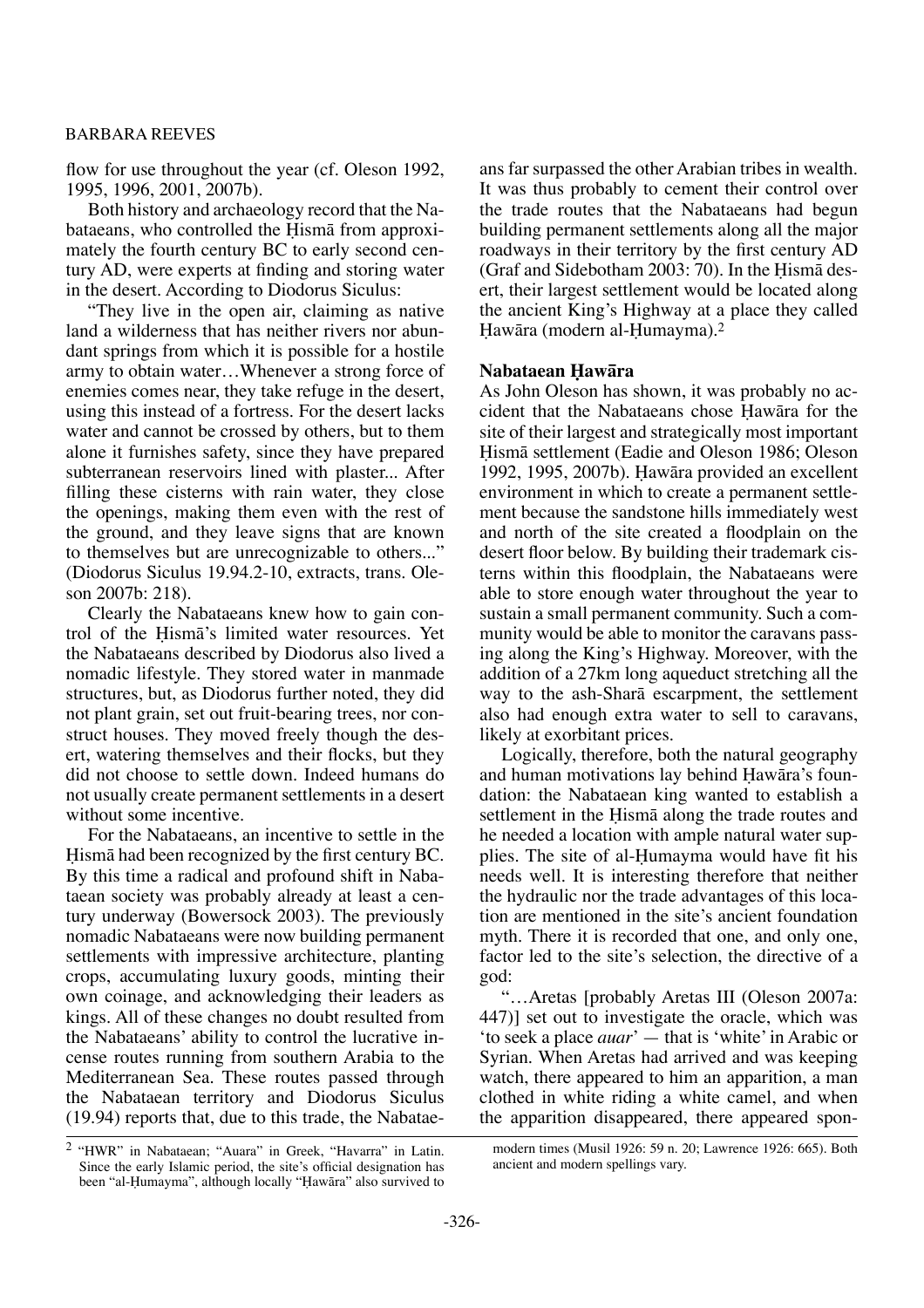flow for use throughout the year (cf. Oleson 1992, 1995, 1996, 2001, 2007b).

Both history and archaeology record that the Nabataeans, who controlled the Ḥismā from approximately the fourth century BC to early second century AD, were experts at finding and storing water in the desert. According to Diodorus Siculus:

"They live in the open air, claiming as native land a wilderness that has neither rivers nor abundant springs from which it is possible for a hostile army to obtain water…Whenever a strong force of enemies comes near, they take refuge in the desert, using this instead of a fortress. For the desert lacks water and cannot be crossed by others, but to them alone it furnishes safety, since they have prepared subterranean reservoirs lined with plaster... After filling these cisterns with rain water, they close the openings, making them even with the rest of the ground, and they leave signs that are known to themselves but are unrecognizable to others..." (Diodorus Siculus 19.94.2-10, extracts, trans. Oleson 2007b: 218).

Clearly the Nabataeans knew how to gain control of the Ḥismā's limited water resources. Yet the Nabataeans described by Diodorus also lived a nomadic lifestyle. They stored water in manmade structures, but, as Diodorus further noted, they did not plant grain, set out fruit-bearing trees, nor construct houses. They moved freely though the desert, watering themselves and their flocks, but they did not choose to settle down. Indeed humans do not usually create permanent settlements in a desert without some incentive.

For the Nabataeans, an incentive to settle in the Ḥismā had been recognized by the first century BC. By this time a radical and profound shift in Nabataean society was probably already at least a century underway (Bowersock 2003). The previously nomadic Nabataeans were now building permanent settlements with impressive architecture, planting crops, accumulating luxury goods, minting their own coinage, and acknowledging their leaders as kings. All of these changes no doubt resulted from the Nabataeans' ability to control the lucrative incense routes running from southern Arabia to the Mediterranean Sea. These routes passed through the Nabataean territory and Diodorus Siculus (19.94) reports that, due to this trade, the Nabataeans far surpassed the other Arabian tribes in wealth. It was thus probably to cement their control over the trade routes that the Nabataeans had begun building permanent settlements along all the major roadways in their territory by the first century AD (Graf and Sidebotham 2003: 70). In the Ḥismā desert, their largest settlement would be located along the ancient King's Highway at a place they called Ḥawāra (modern al-Ḥumayma).[2]

### Nabataean Ḥawāra

As John Oleson has shown, it was probably no accident that the Nabataeans chose Ḥawāra for the site of their largest and strategically most important Ḥismā settlement (Eadie and Oleson 1986; Oleson 1992, 1995, 2007b). Ḥawāra provided an excellent environment in which to create a permanent settlement because the sandstone hills immediately west and north of the site created a floodplain on the desert floor below. By building their trademark cisterns within this floodplain, the Nabataeans were able to store enough water throughout the year to sustain a small permanent community. Such a community would be able to monitor the caravans passing along the King's Highway. Moreover, with the addition of a 27km long aqueduct stretching all the way to the ash-Sharā escarpment, the settlement also had enough extra water to sell to caravans, likely at exorbitant prices.

Logically, therefore, both the natural geography and human motivations lay behind Ḥawāra's foundation: the Nabataean king wanted to establish a settlement in the Ḥismā along the trade routes and he needed a location with ample natural water supplies. The site of al-Ḥumayma would have fit his needs well. It is interesting therefore that neither the hydraulic nor the trade advantages of this location are mentioned in the site's ancient foundation myth. There it is recorded that one, and only one, factor led to the site's selection, the directive of a god:

"…Aretas [probably Aretas III (Oleson 2007a: 447)] set out to investigate the oracle, which was 'to seek a place *auar*' — that is 'white' in Arabic or Syrian. When Aretas had arrived and was keeping watch, there appeared to him an apparition, a man clothed in white riding a white camel, and when the apparition disappeared, there appeared spon-

[2] "HWR" in Nabataean; "Auara" in Greek, "Havarra" in Latin. Since the early Islamic period, the site's official designation has been "al-Ḥumayma", although locally "Ḥawāra" also survived to modern times (Musil 1926: 59 n. 20; Lawrence 1926: 665). Both ancient and modern spellings vary.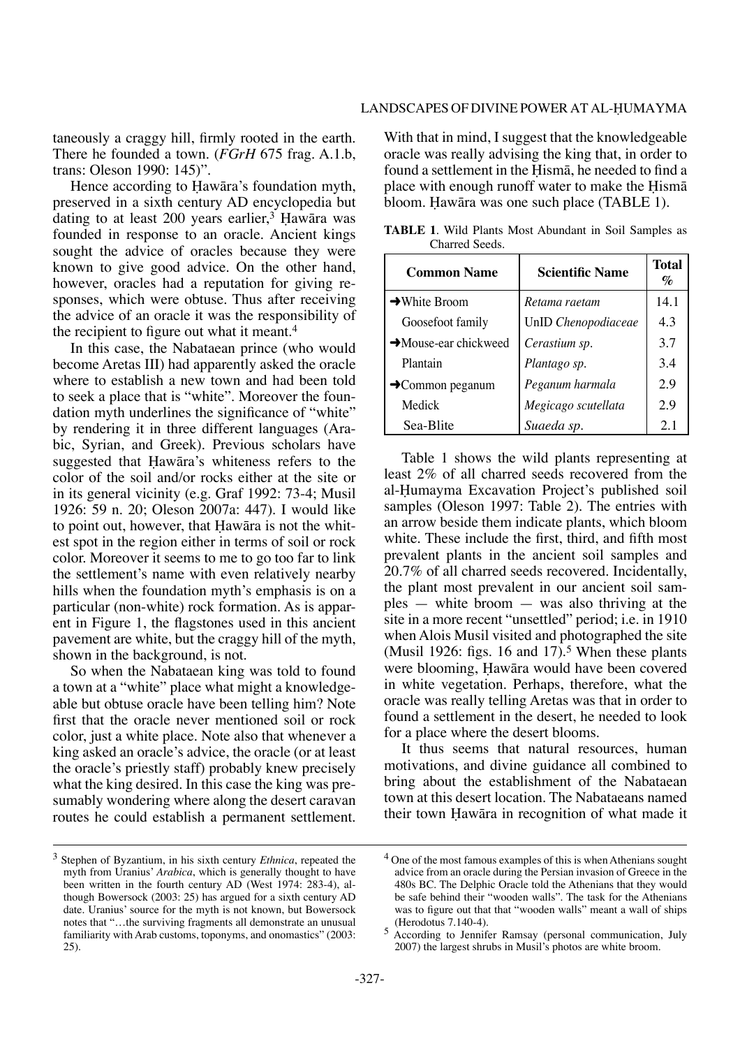taneously a craggy hill, firmly rooted in the earth. There he founded a town. (*FGrH* 675 frag. A.1.b, trans: Oleson 1990: 145)".

Hence according to Ḥawāra's foundation myth, preserved in a sixth century AD encyclopedia but dating to at least 200 years earlier,[3] Ḥawāra was founded in response to an oracle. Ancient kings sought the advice of oracles because they were known to give good advice. On the other hand, however, oracles had a reputation for giving responses, which were obtuse. Thus after receiving the advice of an oracle it was the responsibility of the recipient to figure out what it meant.[4]

In this case, the Nabataean prince (who would become Aretas III) had apparently asked the oracle where to establish a new town and had been told to seek a place that is "white". Moreover the foundation myth underlines the significance of "white" by rendering it in three different languages (Arabic, Syrian, and Greek). Previous scholars have suggested that Ḥawāra's whiteness refers to the color of the soil and/or rocks either at the site or in its general vicinity (e.g. Graf 1992: 73-4; Musil 1926: 59 n. 20; Oleson 2007a: 447). I would like to point out, however, that Ḥawāra is not the whitest spot in the region either in terms of soil or rock color. Moreover it seems to me to go too far to link the settlement's name with even relatively nearby hills when the foundation myth's emphasis is on a particular (non-white) rock formation. As is apparent in Figure 1, the flagstones used in this ancient pavement are white, but the craggy hill of the myth, shown in the background, is not.

So when the Nabataean king was told to found a town at a "white" place what might a knowledgeable but obtuse oracle have been telling him? Note first that the oracle never mentioned soil or rock color, just a white place. Note also that whenever a king asked an oracle's advice, the oracle (or at least the oracle's priestly staff) probably knew precisely what the king desired. In this case the king was presumably wondering where along the desert caravan routes he could establish a permanent settlement. With that in mind, I suggest that the knowledgeable oracle was really advising the king that, in order to found a settlement in the Ḥismā, he needed to find a place with enough runoff water to make the Ḥismā bloom. Ḥawāra was one such place (TABLE 1).

**TABLE 1**. Wild Plants Most Abundant in Soil Samples as Charred Seeds.

| Common Name | Scientific Name | Total % |
|---|---|---|
| ➔White Broom | *Retama raetam* | 14.1 |
| Goosefoot family | UnID *Chenopodiaceae* | 4.3 |
| ➔Mouse-ear chickweed | *Cerastium sp.* | 3.7 |
| Plantain | *Plantago sp.* | 3.4 |
| ➔Common peganum | *Peganum harmala* | 2.9 |
| Medick | *Megicago scutellata* | 2.9 |
| Sea-Blite | *Suaeda sp.* | 2.1 |

Table 1 shows the wild plants representing at least 2% of all charred seeds recovered from the al-Ḥumayma Excavation Project's published soil samples (Oleson 1997: Table 2). The entries with an arrow beside them indicate plants, which bloom white. These include the first, third, and fifth most prevalent plants in the ancient soil samples and 20.7% of all charred seeds recovered. Incidentally, the plant most prevalent in our ancient soil samples — white broom — was also thriving at the site in a more recent "unsettled" period; i.e. in 1910 when Alois Musil visited and photographed the site (Musil 1926: figs. 16 and 17).[5] When these plants were blooming, Ḥawāra would have been covered in white vegetation. Perhaps, therefore, what the oracle was really telling Aretas was that in order to found a settlement in the desert, he needed to look for a place where the desert blooms.

It thus seems that natural resources, human motivations, and divine guidance all combined to bring about the establishment of the Nabataean town at this desert location. The Nabataeans named their town Ḥawāra in recognition of what made it

---

[3] Stephen of Byzantium, in his sixth century *Ethnica*, repeated the myth from Uranius' *Arabica*, which is generally thought to have been written in the fourth century AD (West 1974: 283-4), although Bowersock (2003: 25) has argued for a sixth century AD date. Uranius' source for the myth is not known, but Bowersock notes that "…the surviving fragments all demonstrate an unusual familiarity with Arab customs, toponyms, and onomastics" (2003: 25).

[4] One of the most famous examples of this is when Athenians sought advice from an oracle during the Persian invasion of Greece in the 480s BC. The Delphic Oracle told the Athenians that they would be safe behind their "wooden walls". The task for the Athenians was to figure out that that "wooden walls" meant a wall of ships (Herodotus 7.140-4).

[5] According to Jennifer Ramsay (personal communication, July 2007) the largest shrubs in Musil's photos are white broom.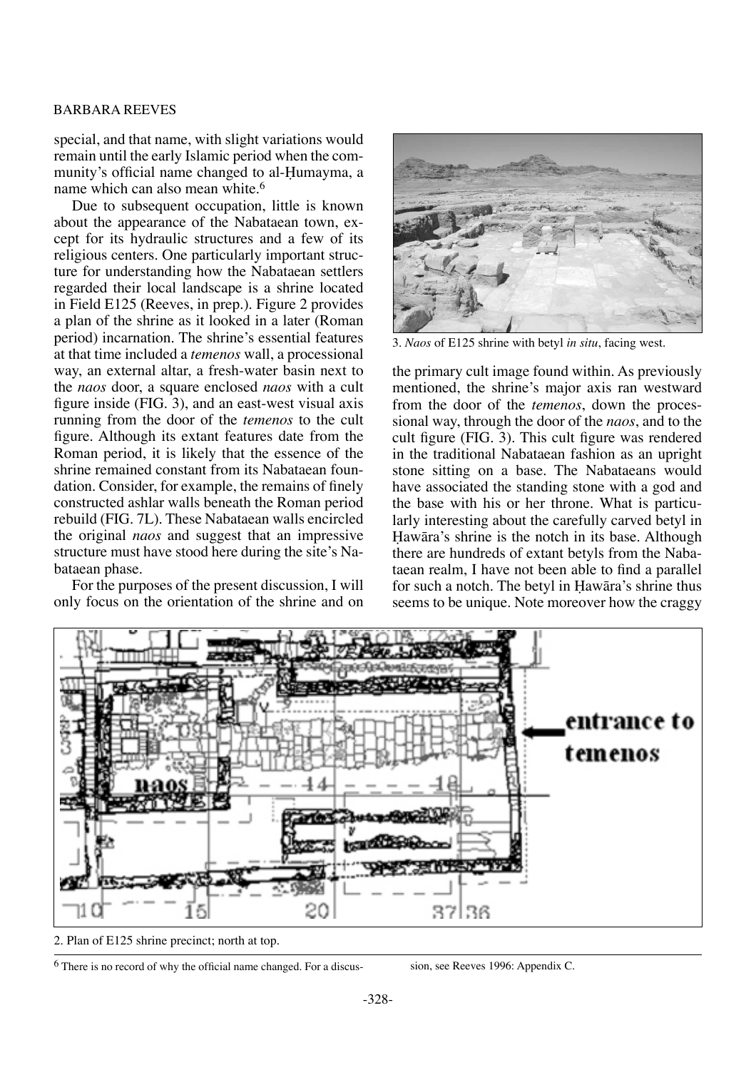special, and that name, with slight variations would remain until the early Islamic period when the community's official name changed to al-Ḥumayma, a name which can also mean white.[6]

Due to subsequent occupation, little is known about the appearance of the Nabataean town, except for its hydraulic structures and a few of its religious centers. One particularly important structure for understanding how the Nabataean settlers regarded their local landscape is a shrine located in Field E125 (Reeves, in prep.). Figure 2 provides a plan of the shrine as it looked in a later (Roman period) incarnation. The shrine's essential features at that time included a *temenos* wall, a processional way, an external altar, a fresh-water basin next to the *naos* door, a square enclosed *naos* with a cult figure inside (FIG. 3), and an east-west visual axis running from the door of the *temenos* to the cult figure. Although its extant features date from the Roman period, it is likely that the essence of the shrine remained constant from its Nabataean foundation. Consider, for example, the remains of finely constructed ashlar walls beneath the Roman period rebuild (FIG. 7L). These Nabataean walls encircled the original *naos* and suggest that an impressive structure must have stood here during the site's Nabataean phase.

For the purposes of the present discussion, I will only focus on the orientation of the shrine and on the primary cult image found within. As previously mentioned, the shrine's major axis ran westward from the door of the *temenos*, down the processional way, through the door of the *naos*, and to the cult figure (FIG. 3). This cult figure was rendered in the traditional Nabataean fashion as an upright stone sitting on a base. The Nabataeans would have associated the standing stone with a god and the base with his or her throne. What is particularly interesting about the carefully carved betyl in Ḥawāra's shrine is the notch in its base. Although there are hundreds of extant betyls from the Nabataean realm, I have not been able to find a parallel for such a notch. The betyl in Ḥawāra's shrine thus seems to be unique. Note moreover how the craggy

3. *Naos* of E125 shrine with betyl *in situ*, facing west.

2. Plan of E125 shrine precinct; north at top.

[6] There is no record of why the official name changed. For a discussion, see Reeves 1996: Appendix C.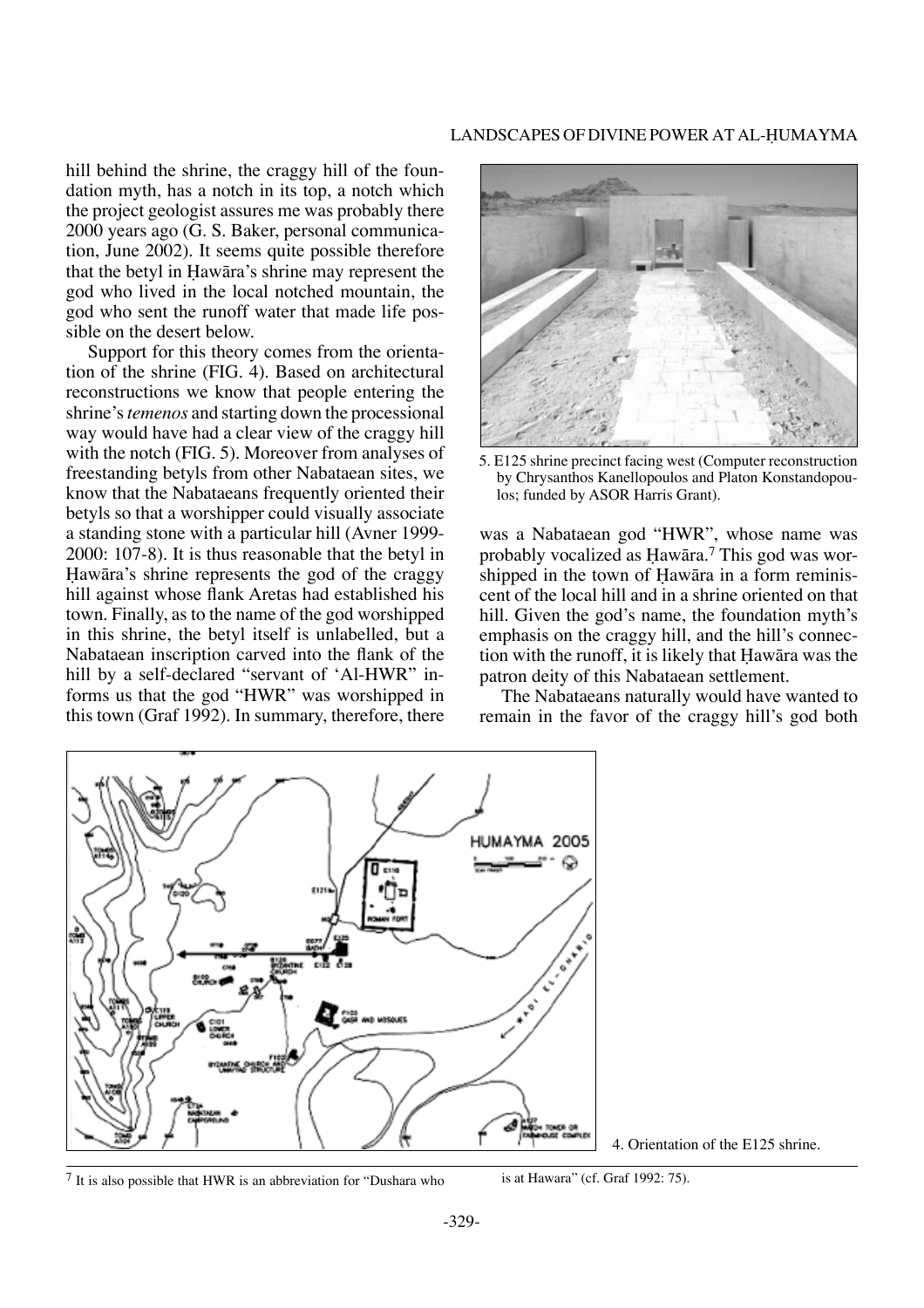hill behind the shrine, the craggy hill of the foundation myth, has a notch in its top, a notch which the project geologist assures me was probably there 2000 years ago (G. S. Baker, personal communication, June 2002). It seems quite possible therefore that the betyl in Ḥawāra's shrine may represent the god who lived in the local notched mountain, the god who sent the runoff water that made life possible on the desert below.

Support for this theory comes from the orientation of the shrine (FIG. 4). Based on architectural reconstructions we know that people entering the shrine's *temenos* and starting down the processional way would have had a clear view of the craggy hill with the notch (FIG. 5). Moreover from analyses of freestanding betyls from other Nabataean sites, we know that the Nabataeans frequently oriented their betyls so that a worshipper could visually associate a standing stone with a particular hill (Avner 1999-2000: 107-8). It is thus reasonable that the betyl in Ḥawāra's shrine represents the god of the craggy hill against whose flank Aretas had established his town. Finally, as to the name of the god worshipped in this shrine, the betyl itself is unlabelled, but a Nabataean inscription carved into the flank of the hill by a self-declared "servant of 'Al-HWR" informs us that the god "HWR" was worshipped in this town (Graf 1992). In summary, therefore, there was a Nabataean god "HWR", whose name was probably vocalized as Ḥawāra.[7] This god was worshipped in the town of Ḥawāra in a form reminiscent of the local hill and in a shrine oriented on that hill. Given the god's name, the foundation myth's emphasis on the craggy hill, and the hill's connection with the runoff, it is likely that Ḥawāra was the patron deity of this Nabataean settlement.

5. E125 shrine precinct facing west (Computer reconstruction by Chrysanthos Kanellopoulos and Platon Konstandopoulos; funded by ASOR Harris Grant).

The Nabataeans naturally would have wanted to remain in the favor of the craggy hill's god both

4. Orientation of the E125 shrine.

[7] It is also possible that HWR is an abbreviation for "Dushara who is at Hawara" (cf. Graf 1992: 75).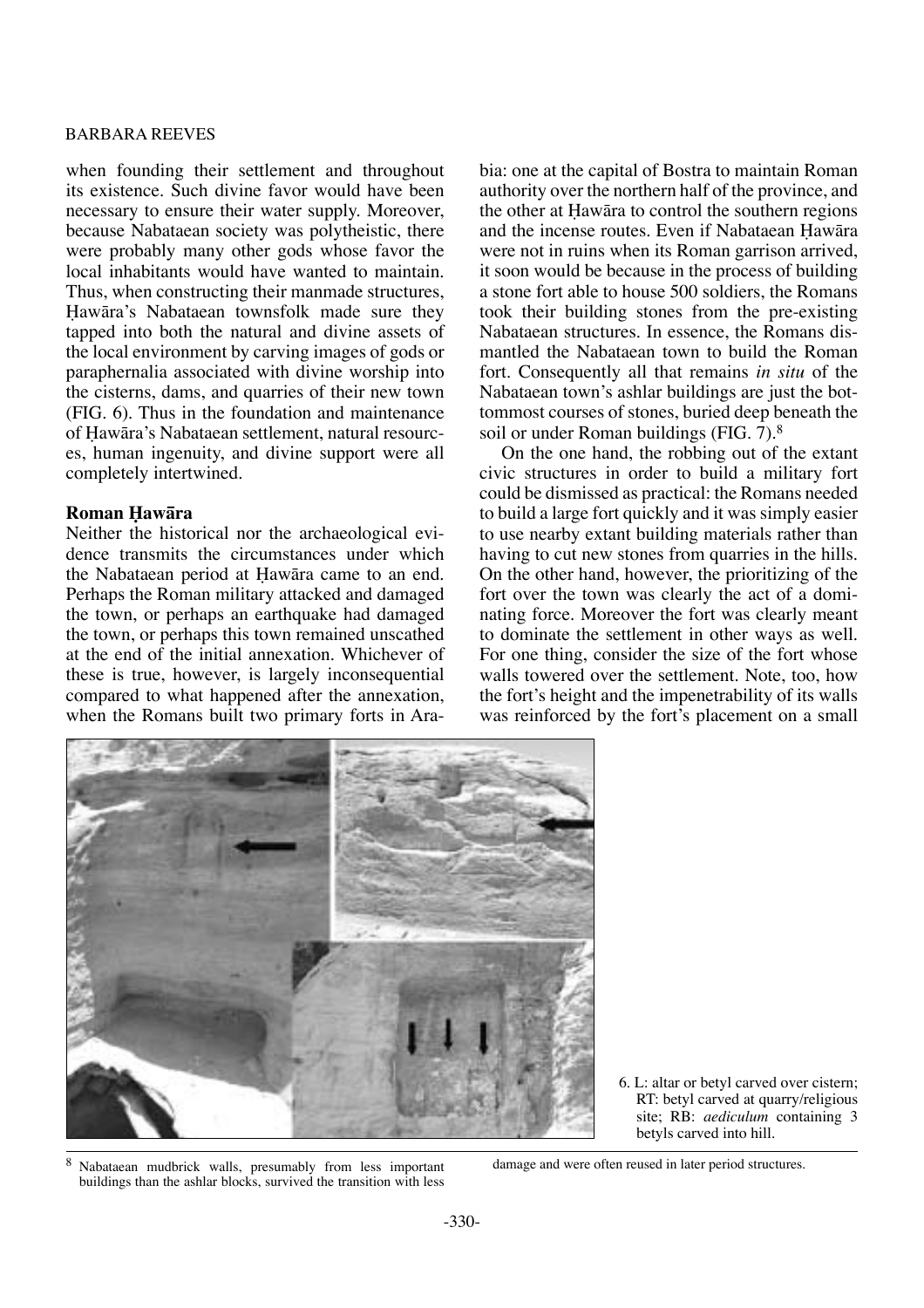when founding their settlement and throughout its existence. Such divine favor would have been necessary to ensure their water supply. Moreover, because Nabataean society was polytheistic, there were probably many other gods whose favor the local inhabitants would have wanted to maintain. Thus, when constructing their manmade structures, Ḥawāra's Nabataean townsfolk made sure they tapped into both the natural and divine assets of the local environment by carving images of gods or paraphernalia associated with divine worship into the cisterns, dams, and quarries of their new town (FIG. 6). Thus in the foundation and maintenance of Ḥawāra's Nabataean settlement, natural resources, human ingenuity, and divine support were all completely intertwined.

### Roman Ḥawāra

Neither the historical nor the archaeological evidence transmits the circumstances under which the Nabataean period at Ḥawāra came to an end. Perhaps the Roman military attacked and damaged the town, or perhaps an earthquake had damaged the town, or perhaps this town remained unscathed at the end of the initial annexation. Whichever of these is true, however, is largely inconsequential compared to what happened after the annexation, when the Romans built two primary forts in Arabia: one at the capital of Bostra to maintain Roman authority over the northern half of the province, and the other at Ḥawāra to control the southern regions and the incense routes. Even if Nabataean Ḥawāra were not in ruins when its Roman garrison arrived, it soon would be because in the process of building a stone fort able to house 500 soldiers, the Romans took their building stones from the pre-existing Nabataean structures. In essence, the Romans dismantled the Nabataean town to build the Roman fort. Consequently all that remains *in situ* of the Nabataean town's ashlar buildings are just the bottommost courses of stones, buried deep beneath the soil or under Roman buildings (FIG. 7).[8]

On the one hand, the robbing out of the extant civic structures in order to build a military fort could be dismissed as practical: the Romans needed to build a large fort quickly and it was simply easier to use nearby extant building materials rather than having to cut new stones from quarries in the hills. On the other hand, however, the prioritizing of the fort over the town was clearly the act of a dominating force. Moreover the fort was clearly meant to dominate the settlement in other ways as well. For one thing, consider the size of the fort whose walls towered over the settlement. Note, too, how the fort's height and the impenetrability of its walls was reinforced by the fort's placement on a small

6. L: altar or betyl carved over cistern; RT: betyl carved at quarry/religious site; RB: *aediculum* containing 3 betyls carved into hill.

[8] Nabataean mudbrick walls, presumably from less important buildings than the ashlar blocks, survived the transition with less damage and were often reused in later period structures.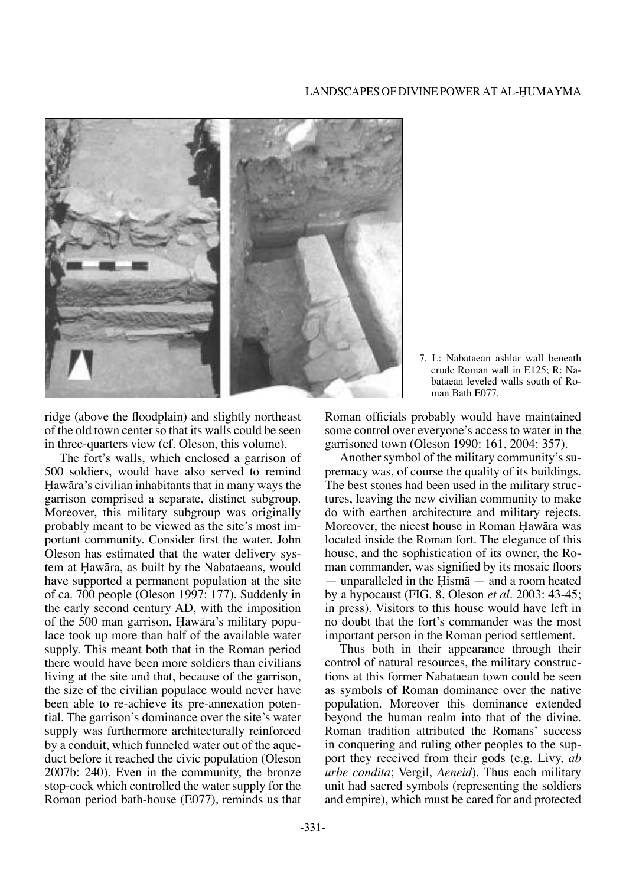7. L: Nabataean ashlar wall beneath crude Roman wall in E125; R: Nabataean leveled walls south of Roman Bath E077.

ridge (above the floodplain) and slightly northeast of the old town center so that its walls could be seen in three-quarters view (cf. Oleson, this volume).

The fort's walls, which enclosed a garrison of 500 soldiers, would have also served to remind Ḥawāra's civilian inhabitants that in many ways the garrison comprised a separate, distinct subgroup. Moreover, this military subgroup was originally probably meant to be viewed as the site's most important community. Consider first the water. John Oleson has estimated that the water delivery system at Ḥawāra, as built by the Nabataeans, would have supported a permanent population at the site of ca. 700 people (Oleson 1997: 177). Suddenly in the early second century AD, with the imposition of the 500 man garrison, Ḥawāra's military populace took up more than half of the available water supply. This meant both that in the Roman period there would have been more soldiers than civilians living at the site and that, because of the garrison, the size of the civilian populace would never have been able to re-achieve its pre-annexation potential. The garrison's dominance over the site's water supply was furthermore architecturally reinforced by a conduit, which funneled water out of the aqueduct before it reached the civic population (Oleson 2007b: 240). Even in the community, the bronze stop-cock which controlled the water supply for the Roman period bath-house (E077), reminds us that Roman officials probably would have maintained some control over everyone's access to water in the garrisoned town (Oleson 1990: 161, 2004: 357).

Another symbol of the military community's supremacy was, of course the quality of its buildings. The best stones had been used in the military structures, leaving the new civilian community to make do with earthen architecture and military rejects. Moreover, the nicest house in Roman Ḥawāra was located inside the Roman fort. The elegance of this house, and the sophistication of its owner, the Roman commander, was signified by its mosaic floors — unparalleled in the Ḥismā — and a room heated by a hypocaust (FIG. 8, Oleson *et al*. 2003: 43-45; in press). Visitors to this house would have left in no doubt that the fort's commander was the most important person in the Roman period settlement.

Thus both in their appearance through their control of natural resources, the military constructions at this former Nabataean town could be seen as symbols of Roman dominance over the native population. Moreover this dominance extended beyond the human realm into that of the divine. Roman tradition attributed the Romans' success in conquering and ruling other peoples to the support they received from their gods (e.g. Livy, *ab urbe condita*; Vergil, *Aeneid*). Thus each military unit had sacred symbols (representing the soldiers and empire), which must be cared for and protected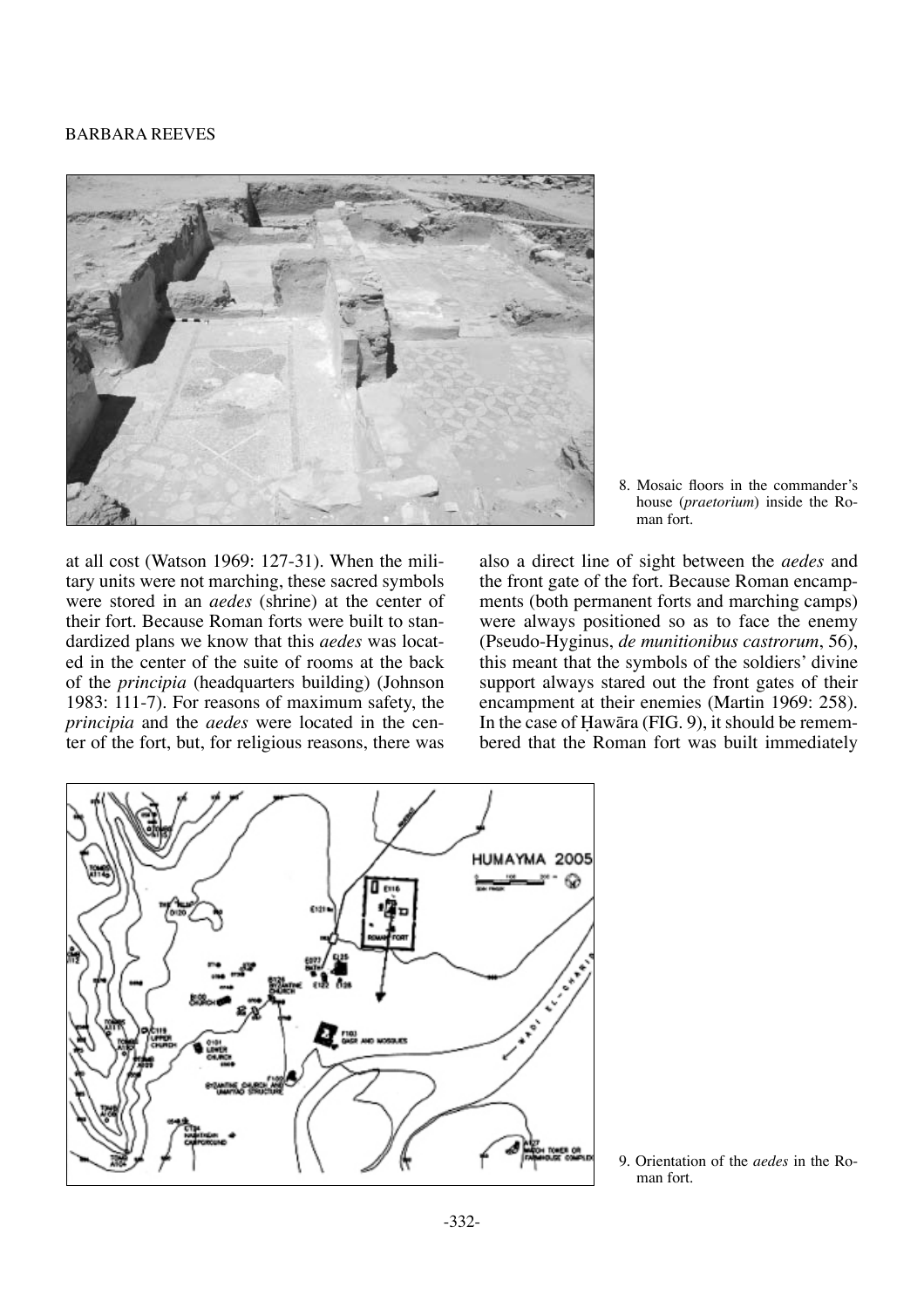8. Mosaic floors in the commander's house (*praetorium*) inside the Roman fort.

at all cost (Watson 1969: 127-31). When the military units were not marching, these sacred symbols were stored in an *aedes* (shrine) at the center of their fort. Because Roman forts were built to standardized plans we know that this *aedes* was located in the center of the suite of rooms at the back of the *principia* (headquarters building) (Johnson 1983: 111-7). For reasons of maximum safety, the *principia* and the *aedes* were located in the center of the fort, but, for religious reasons, there was also a direct line of sight between the *aedes* and the front gate of the fort. Because Roman encampments (both permanent forts and marching camps) were always positioned so as to face the enemy (Pseudo-Hyginus, *de munitionibus castrorum*, 56), this meant that the symbols of the soldiers' divine support always stared out the front gates of their encampment at their enemies (Martin 1969: 258). In the case of Ḥawāra (FIG. 9), it should be remembered that the Roman fort was built immediately

9. Orientation of the *aedes* in the Roman fort.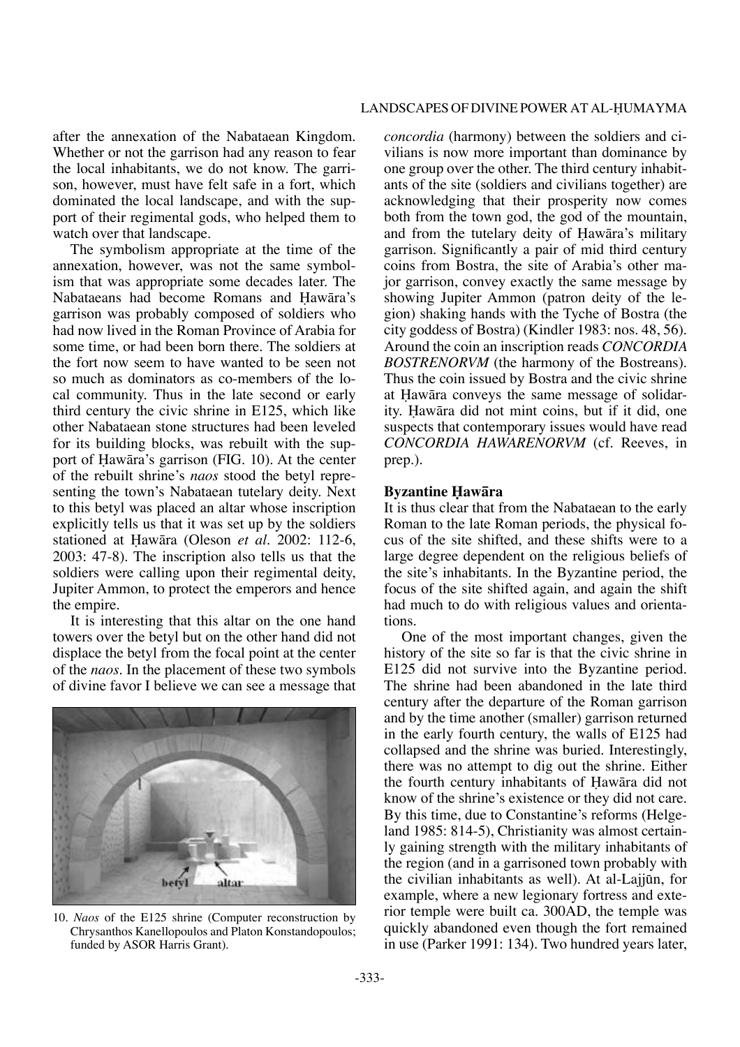after the annexation of the Nabataean Kingdom. Whether or not the garrison had any reason to fear the local inhabitants, we do not know. The garrison, however, must have felt safe in a fort, which dominated the local landscape, and with the support of their regimental gods, who helped them to watch over that landscape.

The symbolism appropriate at the time of the annexation, however, was not the same symbolism that was appropriate some decades later. The Nabataeans had become Romans and Ḥawāra's garrison was probably composed of soldiers who had now lived in the Roman Province of Arabia for some time, or had been born there. The soldiers at the fort now seem to have wanted to be seen not so much as dominators as co-members of the local community. Thus in the late second or early third century the civic shrine in E125, which like other Nabataean stone structures had been leveled for its building blocks, was rebuilt with the support of Ḥawāra's garrison (FIG. 10). At the center of the rebuilt shrine's *naos* stood the betyl representing the town's Nabataean tutelary deity. Next to this betyl was placed an altar whose inscription explicitly tells us that it was set up by the soldiers stationed at Ḥawāra (Oleson *et al*. 2002: 112-6, 2003: 47-8). The inscription also tells us that the soldiers were calling upon their regimental deity, Jupiter Ammon, to protect the emperors and hence the empire.

It is interesting that this altar on the one hand towers over the betyl but on the other hand did not displace the betyl from the focal point at the center of the *naos*. In the placement of these two symbols of divine favor I believe we can see a message that

10. *Naos* of the E125 shrine (Computer reconstruction by Chrysanthos Kanellopoulos and Platon Konstandopoulos; funded by ASOR Harris Grant).

*concordia* (harmony) between the soldiers and civilians is now more important than dominance by one group over the other. The third century inhabitants of the site (soldiers and civilians together) are acknowledging that their prosperity now comes both from the town god, the god of the mountain, and from the tutelary deity of Ḥawāra's military garrison. Significantly a pair of mid third century coins from Bostra, the site of Arabia's other major garrison, convey exactly the same message by showing Jupiter Ammon (patron deity of the legion) shaking hands with the Tyche of Bostra (the city goddess of Bostra) (Kindler 1983: nos. 48, 56). Around the coin an inscription reads *CONCORDIA BOSTRENORVM* (the harmony of the Bostreans). Thus the coin issued by Bostra and the civic shrine at Ḥawāra conveys the same message of solidarity. Ḥawāra did not mint coins, but if it did, one suspects that contemporary issues would have read *CONCORDIA HAWARENORVM* (cf. Reeves, in prep.).

### Byzantine Ḥawāra

It is thus clear that from the Nabataean to the early Roman to the late Roman periods, the physical focus of the site shifted, and these shifts were to a large degree dependent on the religious beliefs of the site's inhabitants. In the Byzantine period, the focus of the site shifted again, and again the shift had much to do with religious values and orientations.

One of the most important changes, given the history of the site so far is that the civic shrine in E125 did not survive into the Byzantine period. The shrine had been abandoned in the late third century after the departure of the Roman garrison and by the time another (smaller) garrison returned in the early fourth century, the walls of E125 had collapsed and the shrine was buried. Interestingly, there was no attempt to dig out the shrine. Either the fourth century inhabitants of Ḥawāra did not know of the shrine's existence or they did not care. By this time, due to Constantine's reforms (Helgeland 1985: 814-5), Christianity was almost certainly gaining strength with the military inhabitants of the region (and in a garrisoned town probably with the civilian inhabitants as well). At al-Lajjūn, for example, where a new legionary fortress and exterior temple were built ca. 300AD, the temple was quickly abandoned even though the fort remained in use (Parker 1991: 134). Two hundred years later,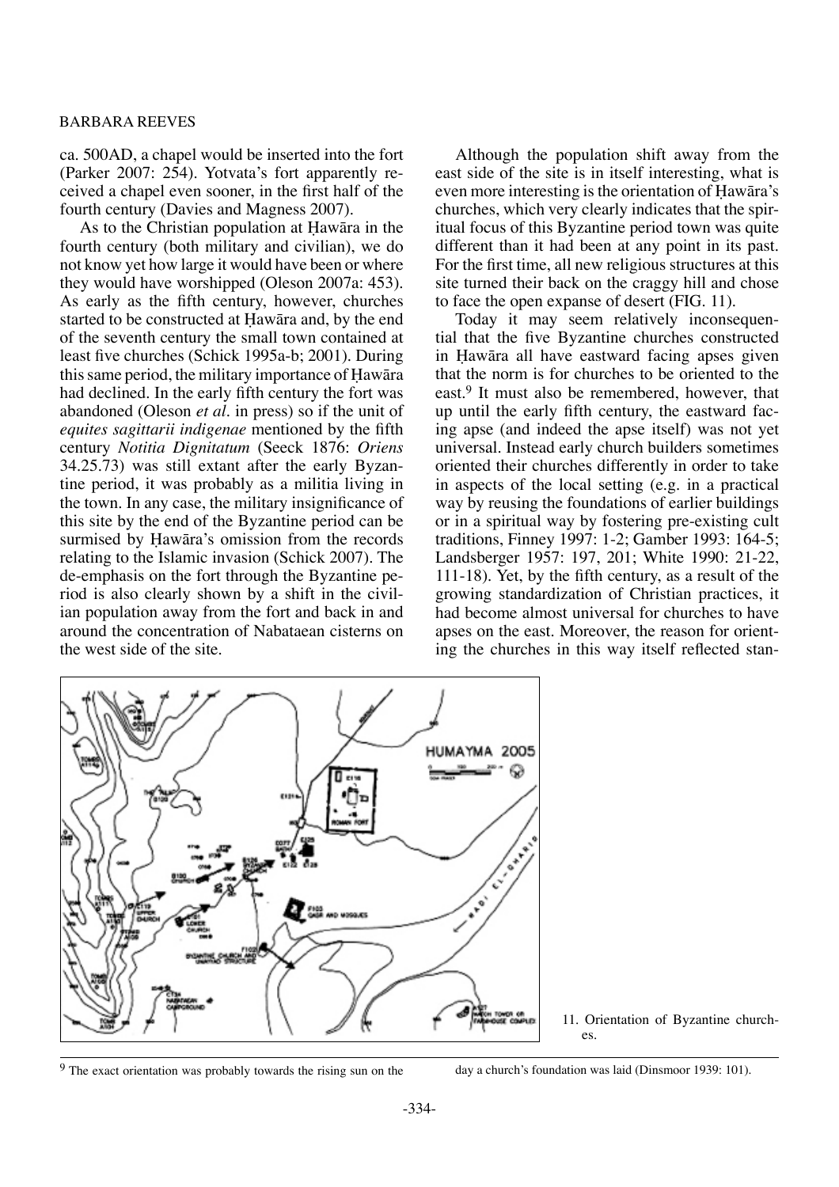ca. 500AD, a chapel would be inserted into the fort (Parker 2007: 254). Yotvata's fort apparently received a chapel even sooner, in the first half of the fourth century (Davies and Magness 2007).

As to the Christian population at Ḥawāra in the fourth century (both military and civilian), we do not know yet how large it would have been or where they would have worshipped (Oleson 2007a: 453). As early as the fifth century, however, churches started to be constructed at Ḥawāra and, by the end of the seventh century the small town contained at least five churches (Schick 1995a-b; 2001). During this same period, the military importance of Ḥawāra had declined. In the early fifth century the fort was abandoned (Oleson *et al*. in press) so if the unit of *equites sagittarii indigenae* mentioned by the fifth century *Notitia Dignitatum* (Seeck 1876: *Oriens* 34.25.73) was still extant after the early Byzantine period, it was probably as a militia living in the town. In any case, the military insignificance of this site by the end of the Byzantine period can be surmised by Ḥawāra's omission from the records relating to the Islamic invasion (Schick 2007). The de-emphasis on the fort through the Byzantine period is also clearly shown by a shift in the civilian population away from the fort and back in and around the concentration of Nabataean cisterns on the west side of the site.

Although the population shift away from the east side of the site is in itself interesting, what is even more interesting is the orientation of Ḥawāra's churches, which very clearly indicates that the spiritual focus of this Byzantine period town was quite different than it had been at any point in its past. For the first time, all new religious structures at this site turned their back on the craggy hill and chose to face the open expanse of desert (FIG. 11).

Today it may seem relatively inconsequential that the five Byzantine churches constructed in Ḥawāra all have eastward facing apses given that the norm is for churches to be oriented to the east.[9] It must also be remembered, however, that up until the early fifth century, the eastward facing apse (and indeed the apse itself) was not yet universal. Instead early church builders sometimes oriented their churches differently in order to take in aspects of the local setting (e.g. in a practical way by reusing the foundations of earlier buildings or in a spiritual way by fostering pre-existing cult traditions, Finney 1997: 1-2; Gamber 1993: 164-5; Landsberger 1957: 197, 201; White 1990: 21-22, 111-18). Yet, by the fifth century, as a result of the growing standardization of Christian practices, it had become almost universal for churches to have apses on the east. Moreover, the reason for orienting the churches in this way itself reflected stan-

11. Orientation of Byzantine churches.

[9] The exact orientation was probably towards the rising sun on the day a church's foundation was laid (Dinsmoor 1939: 101).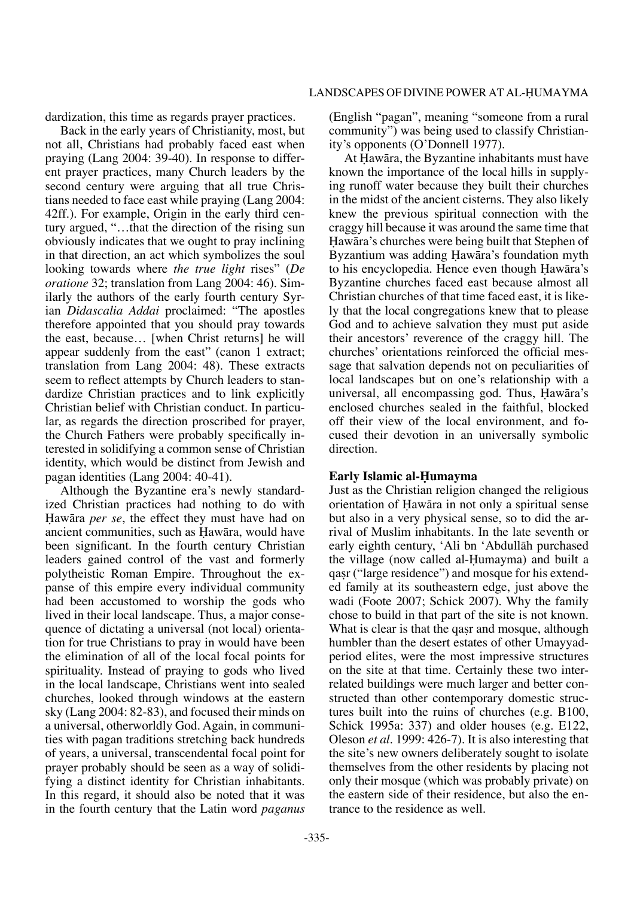dardization, this time as regards prayer practices.

Back in the early years of Christianity, most, but not all, Christians had probably faced east when praying (Lang 2004: 39-40). In response to different prayer practices, many Church leaders by the second century were arguing that all true Christians needed to face east while praying (Lang 2004: 42ff.). For example, Origin in the early third century argued, "…that the direction of the rising sun obviously indicates that we ought to pray inclining in that direction, an act which symbolizes the soul looking towards where *the true light* rises" (*De oratione* 32; translation from Lang 2004: 46). Similarly the authors of the early fourth century Syrian *Didascalia Addai* proclaimed: "The apostles therefore appointed that you should pray towards the east, because… [when Christ returns] he will appear suddenly from the east" (canon 1 extract; translation from Lang 2004: 48). These extracts seem to reflect attempts by Church leaders to standardize Christian practices and to link explicitly Christian belief with Christian conduct. In particular, as regards the direction proscribed for prayer, the Church Fathers were probably specifically interested in solidifying a common sense of Christian identity, which would be distinct from Jewish and pagan identities (Lang 2004: 40-41).

Although the Byzantine era's newly standardized Christian practices had nothing to do with Ḥawāra *per se*, the effect they must have had on ancient communities, such as Ḥawāra, would have been significant. In the fourth century Christian leaders gained control of the vast and formerly polytheistic Roman Empire. Throughout the expanse of this empire every individual community had been accustomed to worship the gods who lived in their local landscape. Thus, a major consequence of dictating a universal (not local) orientation for true Christians to pray in would have been the elimination of all of the local focal points for spirituality. Instead of praying to gods who lived in the local landscape, Christians went into sealed churches, looked through windows at the eastern sky (Lang 2004: 82-83), and focused their minds on a universal, otherworldly God. Again, in communities with pagan traditions stretching back hundreds of years, a universal, transcendental focal point for prayer probably should be seen as a way of solidifying a distinct identity for Christian inhabitants. In this regard, it should also be noted that it was in the fourth century that the Latin word *paganus* (English "pagan", meaning "someone from a rural community") was being used to classify Christianity's opponents (O'Donnell 1977).

At Ḥawāra, the Byzantine inhabitants must have known the importance of the local hills in supplying runoff water because they built their churches in the midst of the ancient cisterns. They also likely knew the previous spiritual connection with the craggy hill because it was around the same time that Ḥawāra's churches were being built that Stephen of Byzantium was adding Ḥawāra's foundation myth to his encyclopedia. Hence even though Ḥawāra's Byzantine churches faced east because almost all Christian churches of that time faced east, it is likely that the local congregations knew that to please God and to achieve salvation they must put aside their ancestors' reverence of the craggy hill. The churches' orientations reinforced the official message that salvation depends not on peculiarities of local landscapes but on one's relationship with a universal, all encompassing god. Thus, Ḥawāra's enclosed churches sealed in the faithful, blocked off their view of the local environment, and focused their devotion in an universally symbolic direction.

**Early Islamic al-Ḥumayma**

Just as the Christian religion changed the religious orientation of Ḥawāra in not only a spiritual sense but also in a very physical sense, so to did the arrival of Muslim inhabitants. In the late seventh or early eighth century, 'Ali bn 'Abdullāh purchased the village (now called al-Ḥumayma) and built a qaṣr ("large residence") and mosque for his extended family at its southeastern edge, just above the wadi (Foote 2007; Schick 2007). Why the family chose to build in that part of the site is not known. What is clear is that the qaṣr and mosque, although humbler than the desert estates of other Umayyad-period elites, were the most impressive structures on the site at that time. Certainly these two interrelated buildings were much larger and better constructed than other contemporary domestic structures built into the ruins of churches (e.g. B100, Schick 1995a: 337) and older houses (e.g. E122, Oleson *et al*. 1999: 426-7). It is also interesting that the site's new owners deliberately sought to isolate themselves from the other residents by placing not only their mosque (which was probably private) on the eastern side of their residence, but also the entrance to the residence as well.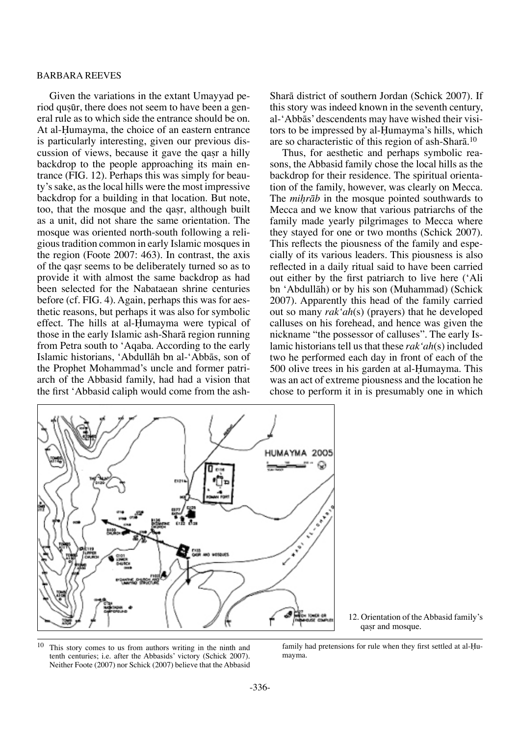Given the variations in the extant Umayyad period quṣūr, there does not seem to have been a general rule as to which side the entrance should be on. At al-Ḥumayma, the choice of an eastern entrance is particularly interesting, given our previous discussion of views, because it gave the qaṣr a hilly backdrop to the people approaching its main entrance (FIG. 12). Perhaps this was simply for beauty's sake, as the local hills were the most impressive backdrop for a building in that location. But note, too, that the mosque and the qaṣr, although built as a unit, did not share the same orientation. The mosque was oriented north-south following a religious tradition common in early Islamic mosques in the region (Foote 2007: 463). In contrast, the axis of the qaṣr seems to be deliberately turned so as to provide it with almost the same backdrop as had been selected for the Nabataean shrine centuries before (cf. FIG. 4). Again, perhaps this was for aesthetic reasons, but perhaps it was also for symbolic effect. The hills at al-Ḥumayma were typical of those in the early Islamic ash-Sharā region running from Petra south to 'Aqaba. According to the early Islamic historians, 'Abdullāh bn al-'Abbās, son of the Prophet Mohammad's uncle and former patriarch of the Abbasid family, had had a vision that the first 'Abbasid caliph would come from the ash-Sharā district of southern Jordan (Schick 2007). If this story was indeed known in the seventh century, al-'Abbās' descendents may have wished their visitors to be impressed by al-Ḥumayma's hills, which are so characteristic of this region of ash-Sharā.[10]

Thus, for aesthetic and perhaps symbolic reasons, the Abbasid family chose the local hills as the backdrop for their residence. The spiritual orientation of the family, however, was clearly on Mecca. The *miḥrāb* in the mosque pointed southwards to Mecca and we know that various patriarchs of the family made yearly pilgrimages to Mecca where they stayed for one or two months (Schick 2007). This reflects the piousness of the family and especially of its various leaders. This piousness is also reflected in a daily ritual said to have been carried out either by the first patriarch to live here ('Ali bn 'Abdullāh) or by his son (Muhammad) (Schick 2007). Apparently this head of the family carried out so many *rak'ah*(s) (prayers) that he developed calluses on his forehead, and hence was given the nickname "the possessor of calluses". The early Islamic historians tell us that these *rak'ah*(s) included two he performed each day in front of each of the 500 olive trees in his garden at al-Ḥumayma. This was an act of extreme piousness and the location he chose to perform it in is presumably one in which

12. Orientation of the Abbasid family's qaṣr and mosque.

[10] This story comes to us from authors writing in the ninth and tenth centuries; i.e. after the Abbasids' victory (Schick 2007). Neither Foote (2007) nor Schick (2007) believe that the Abbasid family had pretensions for rule when they first settled at al-Ḥumayma.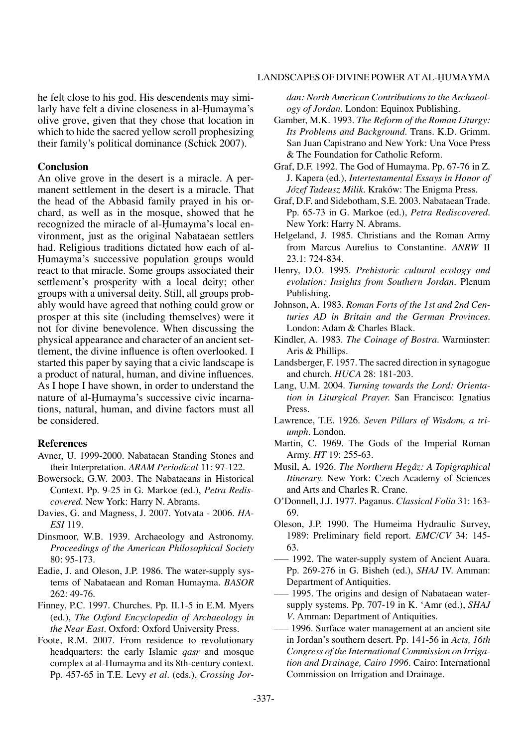he felt close to his god. His descendents may similarly have felt a divine closeness in al-Ḥumayma's olive grove, given that they chose that location in which to hide the sacred yellow scroll prophesizing their family's political dominance (Schick 2007).

## Conclusion

An olive grove in the desert is a miracle. A permanent settlement in the desert is a miracle. That the head of the Abbasid family prayed in his orchard, as well as in the mosque, showed that he recognized the miracle of al-Ḥumayma's local environment, just as the original Nabataean settlers had. Religious traditions dictated how each of al-Ḥumayma's successive population groups would react to that miracle. Some groups associated their settlement's prosperity with a local deity; other groups with a universal deity. Still, all groups probably would have agreed that nothing could grow or prosper at this site (including themselves) were it not for divine benevolence. When discussing the physical appearance and character of an ancient settlement, the divine influence is often overlooked. I started this paper by saying that a civic landscape is a product of natural, human, and divine influences. As I hope I have shown, in order to understand the nature of al-Ḥumayma's successive civic incarnations, natural, human, and divine factors must all be considered.

## References

Avner, U. 1999-2000. Nabataean Standing Stones and their Interpretation. *ARAM Periodical* 11: 97-122.

Bowersock, G.W. 2003. The Nabataeans in Historical Context. Pp. 9-25 in G. Markoe (ed.), *Petra Rediscovered*. New York: Harry N. Abrams.

Davies, G. and Magness, J. 2007. Yotvata - 2006. *HA-ESI* 119.

Dinsmoor, W.B. 1939. Archaeology and Astronomy. *Proceedings of the American Philosophical Society* 80: 95-173.

Eadie, J. and Oleson, J.P. 1986. The water-supply systems of Nabataean and Roman Humayma. *BASOR* 262: 49-76.

Finney, P.C. 1997. Churches. Pp. II.1-5 in E.M. Myers (ed.), *The Oxford Encyclopedia of Archaeology in the Near East*. Oxford: Oxford University Press.

Foote, R.M. 2007. From residence to revolutionary headquarters: the early Islamic *qasr* and mosque complex at al-Humayma and its 8th-century context. Pp. 457-65 in T.E. Levy *et al*. (eds.), *Crossing Jordan: North American Contributions to the Archaeology of Jordan*. London: Equinox Publishing.

Gamber, M.K. 1993. *The Reform of the Roman Liturgy: Its Problems and Background*. Trans. K.D. Grimm. San Juan Capistrano and New York: Una Voce Press & The Foundation for Catholic Reform.

Graf, D.F. 1992. The God of Humayma. Pp. 67-76 in Z. J. Kapera (ed.), *Intertestamental Essays in Honor of Józef Tadeusz Milik*. Kraków: The Enigma Press.

Graf, D.F. and Sidebotham, S.E. 2003. Nabataean Trade. Pp. 65-73 in G. Markoe (ed.), *Petra Rediscovered*. New York: Harry N. Abrams.

Helgeland, J. 1985. Christians and the Roman Army from Marcus Aurelius to Constantine. *ANRW* II 23.1: 724-834.

Henry, D.O. 1995. *Prehistoric cultural ecology and evolution: Insights from Southern Jordan*. Plenum Publishing.

Johnson, A. 1983. *Roman Forts of the 1st and 2nd Centuries AD in Britain and the German Provinces*. London: Adam & Charles Black.

Kindler, A. 1983. *The Coinage of Bostra*. Warminster: Aris & Phillips.

Landsberger, F. 1957. The sacred direction in synagogue and church. *HUCA* 28: 181-203.

Lang, U.M. 2004. *Turning towards the Lord: Orientation in Liturgical Prayer.* San Francisco: Ignatius Press.

Lawrence, T.E. 1926. *Seven Pillars of Wisdom, a triumph*. London.

Martin, C. 1969. The Gods of the Imperial Roman Army. *HT* 19: 255-63.

Musil, A. 1926. *The Northern Hegâz: A Topigraphical Itinerary.* New York: Czech Academy of Sciences and Arts and Charles R. Crane.

O'Donnell, J.J. 1977. Paganus. *Classical Folia* 31: 163-69.

Oleson, J.P. 1990. The Humeima Hydraulic Survey, 1989: Preliminary field report. *EMC/CV* 34: 145-63.

—— 1992. The water-supply system of Ancient Auara. Pp. 269-276 in G. Bisheh (ed.), *SHAJ* IV. Amman: Department of Antiquities.

—— 1995. The origins and design of Nabataean water-supply systems. Pp. 707-19 in K. 'Amr (ed.), *SHAJ V*. Amman: Department of Antiquities.

—— 1996. Surface water management at an ancient site in Jordan's southern desert. Pp. 141-56 in *Acts, 16th Congress of the International Commission on Irrigation and Drainage, Cairo 1996*. Cairo: International Commission on Irrigation and Drainage.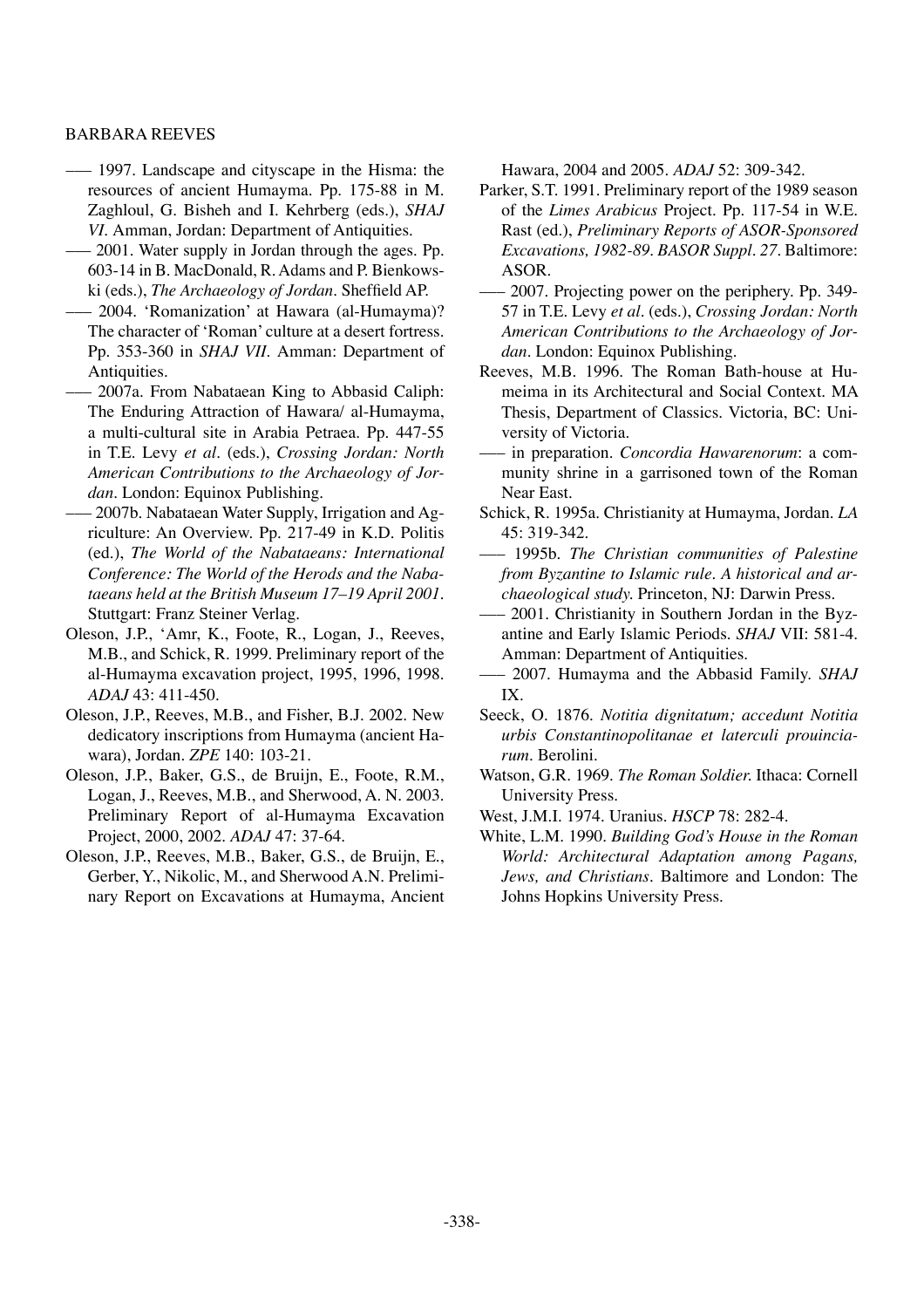—— 1997. Landscape and cityscape in the Hisma: the resources of ancient Humayma. Pp. 175-88 in M. Zaghloul, G. Bisheh and I. Kehrberg (eds.), *SHAJ VI*. Amman, Jordan: Department of Antiquities.

—— 2001. Water supply in Jordan through the ages. Pp. 603-14 in B. MacDonald, R. Adams and P. Bienkowski (eds.), *The Archaeology of Jordan*. Sheffield AP.

—— 2004. 'Romanization' at Hawara (al-Humayma)? The character of 'Roman' culture at a desert fortress. Pp. 353-360 in *SHAJ VII*. Amman: Department of Antiquities.

—— 2007a. From Nabataean King to Abbasid Caliph: The Enduring Attraction of Hawara/ al-Humayma, a multi-cultural site in Arabia Petraea. Pp. 447-55 in T.E. Levy *et al*. (eds.), *Crossing Jordan: North American Contributions to the Archaeology of Jordan*. London: Equinox Publishing.

—— 2007b. Nabataean Water Supply, Irrigation and Agriculture: An Overview. Pp. 217-49 in K.D. Politis (ed.), *The World of the Nabataeans: International Conference: The World of the Herods and the Nabataeans held at the British Museum 17–19 April 2001*. Stuttgart: Franz Steiner Verlag.

Oleson, J.P., 'Amr, K., Foote, R., Logan, J., Reeves, M.B., and Schick, R. 1999. Preliminary report of the al-Humayma excavation project, 1995, 1996, 1998. *ADAJ* 43: 411-450.

Oleson, J.P., Reeves, M.B., and Fisher, B.J. 2002. New dedicatory inscriptions from Humayma (ancient Hawara), Jordan. *ZPE* 140: 103-21.

Oleson, J.P., Baker, G.S., de Bruijn, E., Foote, R.M., Logan, J., Reeves, M.B., and Sherwood, A. N. 2003. Preliminary Report of al-Humayma Excavation Project, 2000, 2002. *ADAJ* 47: 37-64.

Oleson, J.P., Reeves, M.B., Baker, G.S., de Bruijn, E., Gerber, Y., Nikolic, M., and Sherwood A.N. Preliminary Report on Excavations at Humayma, Ancient Hawara, 2004 and 2005. *ADAJ* 52: 309-342.

Parker, S.T. 1991. Preliminary report of the 1989 season of the *Limes Arabicus* Project. Pp. 117-54 in W.E. Rast (ed.), *Preliminary Reports of ASOR-Sponsored Excavations, 1982-89*. *BASOR Suppl. 27*. Baltimore: ASOR.

—— 2007. Projecting power on the periphery. Pp. 349-57 in T.E. Levy *et al*. (eds.), *Crossing Jordan: North American Contributions to the Archaeology of Jordan*. London: Equinox Publishing.

Reeves, M.B. 1996. The Roman Bath-house at Humeima in its Architectural and Social Context. MA Thesis, Department of Classics. Victoria, BC: University of Victoria.

—— in preparation. *Concordia Hawarenorum*: a community shrine in a garrisoned town of the Roman Near East.

Schick, R. 1995a. Christianity at Humayma, Jordan. *LA* 45: 319-342.

—— 1995b. *The Christian communities of Palestine from Byzantine to Islamic rule. A historical and archaeological study.* Princeton, NJ: Darwin Press.

—— 2001. Christianity in Southern Jordan in the Byzantine and Early Islamic Periods. *SHAJ* VII: 581-4. Amman: Department of Antiquities.

—— 2007. Humayma and the Abbasid Family. *SHAJ* IX.

Seeck, O. 1876. *Notitia dignitatum; accedunt Notitia urbis Constantinopolitanae et laterculi prouinciarum*. Berolini.

Watson, G.R. 1969. *The Roman Soldier.* Ithaca: Cornell University Press.

West, J.M.I. 1974. Uranius. *HSCP* 78: 282-4.

White, L.M. 1990. *Building God's House in the Roman World: Architectural Adaptation among Pagans, Jews, and Christians*. Baltimore and London: The Johns Hopkins University Press.